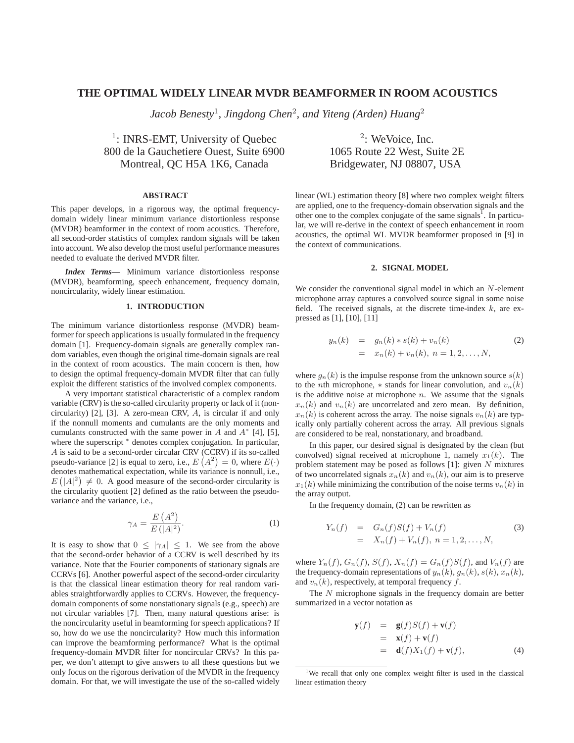# THE OPTIMAL WIDELY LINEAR MVDR BEAMFORMER IN ROOM ACOUSTICS

*Jacob Benesty*[1], *Jingdong Chen*[2], *and Yiteng (Arden) Huang*[2]

[1]: INRS-EMT, University of Quebec
800 de la Gauchetiere Ouest, Suite 6900
Montreal, QC H5A 1K6, Canada

[2]: WeVoice, Inc.
1065 Route 22 West, Suite 2E
Bridgewater, NJ 08807, USA

## ABSTRACT

This paper develops, in a rigorous way, the optimal frequency-domain widely linear minimum variance distortionless response (MVDR) beamformer in the context of room acoustics. Therefore, all second-order statistics of complex random signals will be taken into account. We also develop the most useful performance measures needed to evaluate the derived MVDR filter.

***Index Terms*—** Minimum variance distortionless response (MVDR), beamforming, speech enhancement, frequency domain, noncircularity, widely linear estimation.

## 1. INTRODUCTION

The minimum variance distortionless response (MVDR) beamformer for speech applications is usually formulated in the frequency domain [1]. Frequency-domain signals are generally complex random variables, even though the original time-domain signals are real in the context of room acoustics. The main concern is then, how to design the optimal frequency-domain MVDR filter that can fully exploit the different statistics of the involved complex components.

A very important statistical characteristic of a complex random variable (CRV) is the so-called circularity property or lack of it (noncircularity) [2], [3]. A zero-mean CRV, $A$, is circular if and only if the nonnull moments and cumulants are the only moments and cumulants constructed with the same power in $A$ and $A^*$ [4], [5], where the superscript $^*$ denotes complex conjugation. In particular, $A$ is said to be a second-order circular CRV (CCRV) if its so-called pseudo-variance [2] is equal to zero, i.e., $E\left(A^2\right) = 0$, where $E(\cdot)$ denotes mathematical expectation, while its variance is nonnull, i.e., $E\left(|A|^2\right) \neq 0$. A good measure of the second-order circularity is the circularity quotient [2] defined as the ratio between the pseudo-variance and the variance, i.e.,

$$\gamma_A = \frac{E\left(A^2\right)}{E\left(|A|^2\right)}. \tag{1}$$

It is easy to show that $0 \leq |\gamma_A| \leq 1$. We see from the above that the second-order behavior of a CCRV is well described by its variance. Note that the Fourier components of stationary signals are CCRVs [6]. Another powerful aspect of the second-order circularity is that the classical linear estimation theory for real random variables straightforwardly applies to CCRVs. However, the frequency-domain components of some nonstationary signals (e.g., speech) are not circular variables [7]. Then, many natural questions arise: is the noncircularity useful in beamforming for speech applications? If so, how do we use the noncircularity? How much this information can improve the beamforming performance? What is the optimal frequency-domain MVDR filter for noncircular CRVs? In this paper, we don't attempt to give answers to all these questions but we only focus on the rigorous derivation of the MVDR in the frequency domain. For that, we will investigate the use of the so-called widely linear (WL) estimation theory [8] where two complex weight filters are applied, one to the frequency-domain observation signals and the other one to the complex conjugate of the same signals[1]. In particular, we will re-derive in the context of speech enhancement in room acoustics, the optimal WL MVDR beamformer proposed in [9] in the context of communications.

## 2. SIGNAL MODEL

We consider the conventional signal model in which an $N$-element microphone array captures a convolved source signal in some noise field. The received signals, at the discrete time-index $k$, are expressed as [1], [10], [11]

$$\begin{aligned} y_n(k) &= g_n(k) * s(k) + v_n(k) \\ &= x_n(k) + v_n(k),\ n = 1, 2, \ldots, N, \end{aligned} \tag{2}$$

where $g_n(k)$ is the impulse response from the unknown source $s(k)$ to the $n$th microphone, $*$ stands for linear convolution, and $v_n(k)$ is the additive noise at microphone $n$. We assume that the signals $x_n(k)$ and $v_n(k)$ are uncorrelated and zero mean. By definition, $x_n(k)$ is coherent across the array. The noise signals $v_n(k)$ are typically only partially coherent across the array. All previous signals are considered to be real, nonstationary, and broadband.

In this paper, our desired signal is designated by the clean (but convolved) signal received at microphone 1, namely $x_1(k)$. The problem statement may be posed as follows [1]: given $N$ mixtures of two uncorrelated signals $x_n(k)$ and $v_n(k)$, our aim is to preserve $x_1(k)$ while minimizing the contribution of the noise terms $v_n(k)$ in the array output.

In the frequency domain, (2) can be rewritten as

$$\begin{aligned} Y_n(f) &= G_n(f)S(f) + V_n(f) \\ &= X_n(f) + V_n(f),\ n = 1, 2, \ldots, N, \end{aligned} \tag{3}$$

where $Y_n(f)$, $G_n(f)$, $S(f)$, $X_n(f) = G_n(f)S(f)$, and $V_n(f)$ are the frequency-domain representations of $y_n(k)$, $g_n(k)$, $s(k)$, $x_n(k)$, and $v_n(k)$, respectively, at temporal frequency $f$.

The $N$ microphone signals in the frequency domain are better summarized in a vector notation as

$$\begin{aligned} \mathbf{y}(f) &= \mathbf{g}(f)S(f) + \mathbf{v}(f) \\ &= \mathbf{x}(f) + \mathbf{v}(f) \\ &= \mathbf{d}(f)X_1(f) + \mathbf{v}(f), \end{aligned} \tag{4}$$

[1] We recall that only one complex weight filter is used in the classical linear estimation theory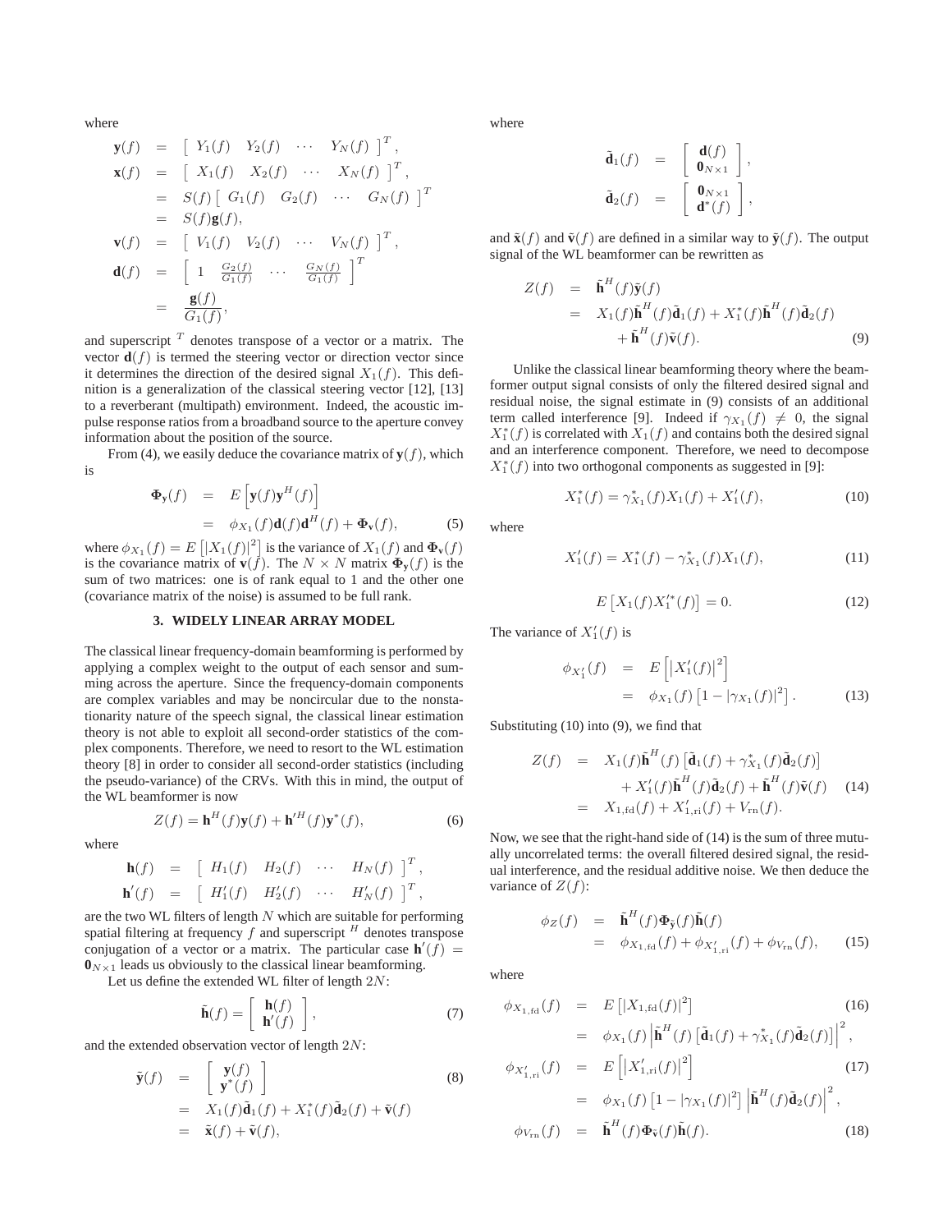where

$$
\begin{aligned}
\mathbf{y}(f) &= \begin{bmatrix} Y_1(f) & Y_2(f) & \cdots & Y_N(f) \end{bmatrix}^T, \\
\mathbf{x}(f) &= \begin{bmatrix} X_1(f) & X_2(f) & \cdots & X_N(f) \end{bmatrix}^T, \\
&= S(f) \begin{bmatrix} G_1(f) & G_2(f) & \cdots & G_N(f) \end{bmatrix}^T \\
&= S(f)\mathbf{g}(f), \\
\mathbf{v}(f) &= \begin{bmatrix} V_1(f) & V_2(f) & \cdots & V_N(f) \end{bmatrix}^T, \\
\mathbf{d}(f) &= \begin{bmatrix} 1 & \frac{G_2(f)}{G_1(f)} & \cdots & \frac{G_N(f)}{G_1(f)} \end{bmatrix}^T \\
&= \frac{\mathbf{g}(f)}{G_1(f)},
\end{aligned}
$$

and superscript $^T$ denotes transpose of a vector or a matrix. The vector $\mathbf{d}(f)$ is termed the steering vector or direction vector since it determines the direction of the desired signal $X_1(f)$. This definition is a generalization of the classical steering vector [12], [13] to a reverberant (multipath) environment. Indeed, the acoustic impulse response ratios from a broadband source to the aperture convey information about the position of the source.

From (4), we easily deduce the covariance matrix of $\mathbf{y}(f)$, which is

$$
\begin{aligned}
\mathbf{\Phi}_{\mathbf{y}}(f) &= E\left[\mathbf{y}(f)\mathbf{y}^H(f)\right] \\
&= \phi_{X_1}(f)\mathbf{d}(f)\mathbf{d}^H(f) + \mathbf{\Phi}_{\mathbf{v}}(f), \qquad (5)
\end{aligned}
$$

where $\phi_{X_1}(f) = E\left[|X_1(f)|^2\right]$ is the variance of $X_1(f)$ and $\mathbf{\Phi}_{\mathbf{v}}(f)$ is the covariance matrix of $\mathbf{v}(f)$. The $N \times N$ matrix $\mathbf{\Phi}_{\mathbf{y}}(f)$ is the sum of two matrices: one is of rank equal to 1 and the other one (covariance matrix of the noise) is assumed to be full rank.

### 3. WIDELY LINEAR ARRAY MODEL

The classical linear frequency-domain beamforming is performed by applying a complex weight to the output of each sensor and summing across the aperture. Since the frequency-domain components are complex variables and may be noncircular due to the nonstationarity nature of the speech signal, the classical linear estimation theory is not able to exploit all second-order statistics of the complex components. Therefore, we need to resort to the WL estimation theory [8] in order to consider all second-order statistics (including the pseudo-variance) of the CRVs. With this in mind, the output of the WL beamformer is now

$$
Z(f) = \mathbf{h}^H(f)\mathbf{y}(f) + \mathbf{h}'^H(f)\mathbf{y}^*(f), \qquad (6)
$$

where

$$
\begin{aligned}
\mathbf{h}(f) &= \begin{bmatrix} H_1(f) & H_2(f) & \cdots & H_N(f) \end{bmatrix}^T, \\
\mathbf{h}'(f) &= \begin{bmatrix} H'_1(f) & H'_2(f) & \cdots & H'_N(f) \end{bmatrix}^T,
\end{aligned}
$$

are the two WL filters of length $N$ which are suitable for performing spatial filtering at frequency $f$ and superscript $^H$ denotes transpose conjugation of a vector or a matrix. The particular case $\mathbf{h}'(f) = \mathbf{0}_{N\times 1}$ leads us obviously to the classical linear beamforming.

Let us define the extended WL filter of length $2N$:

$$
\tilde{\mathbf{h}}(f) = \begin{bmatrix} \mathbf{h}(f) \\ \mathbf{h}'(f) \end{bmatrix}, \qquad (7)
$$

and the extended observation vector of length $2N$:

$$
\begin{aligned}
\tilde{\mathbf{y}}(f) &= \begin{bmatrix} \mathbf{y}(f) \\ \mathbf{y}^*(f) \end{bmatrix} \qquad (8) \\
&= X_1(f)\tilde{\mathbf{d}}_1(f) + X_1^*(f)\tilde{\mathbf{d}}_2(f) + \tilde{\mathbf{v}}(f) \\
&= \tilde{\mathbf{x}}(f) + \tilde{\mathbf{v}}(f),
\end{aligned}
$$

where

$$
\begin{aligned}
\tilde{\mathbf{d}}_1(f) &= \begin{bmatrix} \mathbf{d}(f) \\ \mathbf{0}_{N\times 1} \end{bmatrix}, \\
\tilde{\mathbf{d}}_2(f) &= \begin{bmatrix} \mathbf{0}_{N\times 1} \\ \mathbf{d}^*(f) \end{bmatrix},
\end{aligned}
$$

and $\tilde{\mathbf{x}}(f)$ and $\tilde{\mathbf{v}}(f)$ are defined in a similar way to $\tilde{\mathbf{y}}(f)$. The output signal of the WL beamformer can be rewritten as

$$
\begin{aligned}
Z(f) &= \tilde{\mathbf{h}}^H(f)\tilde{\mathbf{y}}(f) \\
&= X_1(f)\tilde{\mathbf{h}}^H(f)\tilde{\mathbf{d}}_1(f) + X_1^*(f)\tilde{\mathbf{h}}^H(f)\tilde{\mathbf{d}}_2(f) \\
&\quad + \tilde{\mathbf{h}}^H(f)\tilde{\mathbf{v}}(f). \qquad (9)
\end{aligned}
$$

Unlike the classical linear beamforming theory where the beamformer output signal consists of only the filtered desired signal and residual noise, the signal estimate in (9) consists of an additional term called interference [9]. Indeed if $\gamma_{X_1}(f) \neq 0$, the signal $X_1^*(f)$ is correlated with $X_1(f)$ and contains both the desired signal and an interference component. Therefore, we need to decompose $X_1^*(f)$ into two orthogonal components as suggested in [9]:

$$
X_1^*(f) = \gamma_{X_1}^*(f)X_1(f) + X'_1(f), \qquad (10)
$$

where

$$
X'_1(f) = X_1^*(f) - \gamma_{X_1}^*(f)X_1(f), \qquad (11)
$$

$$
E\left[X_1(f)X_1'^*(f)\right] = 0. \qquad (12)
$$

The variance of $X'_1(f)$ is

$$
\begin{aligned}
\phi_{X'_1}(f) &= E\left[\left|X'_1(f)\right|^2\right] \\
&= \phi_{X_1}(f)\left[1 - |\gamma_{X_1}(f)|^2\right]. \qquad (13)
\end{aligned}
$$

Substituting (10) into (9), we find that

$$
\begin{aligned}
Z(f) &= X_1(f)\tilde{\mathbf{h}}^H(f)\left[\tilde{\mathbf{d}}_1(f) + \gamma_{X_1}^*(f)\tilde{\mathbf{d}}_2(f)\right] \\
&\quad + X'_1(f)\tilde{\mathbf{h}}^H(f)\tilde{\mathbf{d}}_2(f) + \tilde{\mathbf{h}}^H(f)\tilde{\mathbf{v}}(f) \qquad (14) \\
&= X_{1,\mathrm{fd}}(f) + X'_{1,\mathrm{ri}}(f) + V_{\mathrm{rn}}(f).
\end{aligned}
$$

Now, we see that the right-hand side of (14) is the sum of three mutually uncorrelated terms: the overall filtered desired signal, the residual interference, and the residual additive noise. We then deduce the variance of $Z(f)$:

$$
\begin{aligned}
\phi_Z(f) &= \tilde{\mathbf{h}}^H(f)\mathbf{\Phi}_{\tilde{\mathbf{y}}}(f)\tilde{\mathbf{h}}(f) \\
&= \phi_{X_{1,\mathrm{fd}}}(f) + \phi_{X'_{1,\mathrm{ri}}}(f) + \phi_{V_{\mathrm{rn}}}(f), \qquad (15)
\end{aligned}
$$

where

$$
\begin{aligned}
\phi_{X_{1,\mathrm{fd}}}(f) &= E\left[|X_{1,\mathrm{fd}}(f)|^2\right] \qquad (16) \\
&= \phi_{X_1}(f)\left|\tilde{\mathbf{h}}^H(f)\left[\tilde{\mathbf{d}}_1(f) + \gamma_{X_1}^*(f)\tilde{\mathbf{d}}_2(f)\right]\right|^2, \\
\phi_{X'_{1,\mathrm{ri}}}(f) &= E\left[\left|X'_{1,\mathrm{ri}}(f)\right|^2\right] \qquad (17) \\
&= \phi_{X_1}(f)\left[1 - |\gamma_{X_1}(f)|^2\right]\left|\tilde{\mathbf{h}}^H(f)\tilde{\mathbf{d}}_2(f)\right|^2, \\
\phi_{V_{\mathrm{rn}}}(f) &= \tilde{\mathbf{h}}^H(f)\mathbf{\Phi}_{\tilde{\mathbf{v}}}(f)\tilde{\mathbf{h}}(f). \qquad (18)
\end{aligned}
$$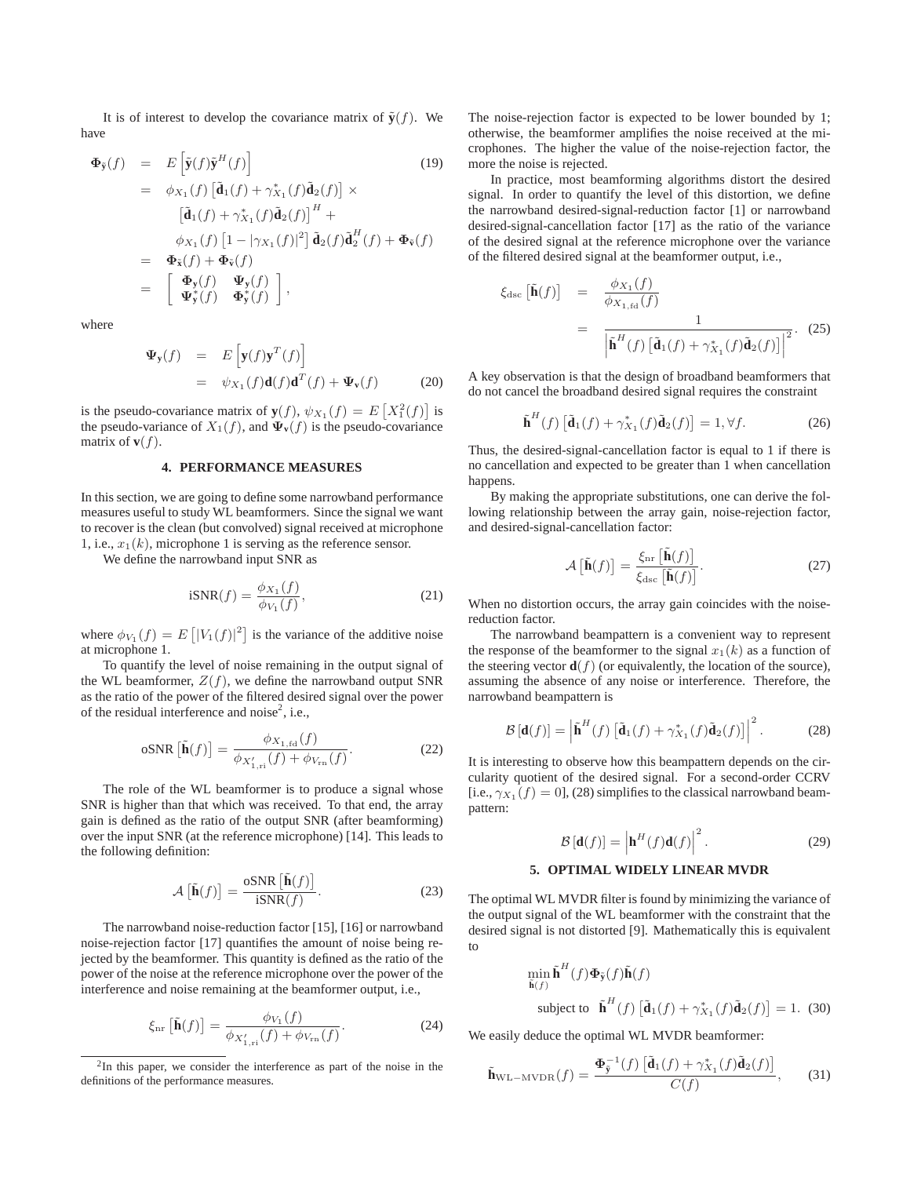It is of interest to develop the covariance matrix of $\tilde{\mathbf{y}}(f)$. We have

$$
\begin{aligned}
\mathbf{\Phi}_{\tilde{\mathbf{y}}}(f) &= E\left[\tilde{\mathbf{y}}(f)\tilde{\mathbf{y}}^H(f)\right] \qquad (19)\\
&= \phi_{X_1}(f)\left[\tilde{\mathbf{d}}_1(f) + \gamma^*_{X_1}(f)\tilde{\mathbf{d}}_2(f)\right] \times \\
&\quad \left[\tilde{\mathbf{d}}_1(f) + \gamma^*_{X_1}(f)\tilde{\mathbf{d}}_2(f)\right]^H + \\
&\quad \phi_{X_1}(f)\left[1 - |\gamma_{X_1}(f)|^2\right]\tilde{\mathbf{d}}_2(f)\tilde{\mathbf{d}}_2^H(f) + \mathbf{\Phi}_{\tilde{\mathbf{v}}}(f) \\
&= \mathbf{\Phi}_{\tilde{\mathbf{x}}}(f) + \mathbf{\Phi}_{\tilde{\mathbf{v}}}(f) \\
&= \begin{bmatrix} \mathbf{\Phi}_{\mathbf{y}}(f) & \mathbf{\Psi}_{\mathbf{y}}(f) \\ \mathbf{\Psi}^*_{\mathbf{y}}(f) & \mathbf{\Phi}^*_{\mathbf{y}}(f) \end{bmatrix},
\end{aligned}
$$

where

$$
\begin{aligned}
\mathbf{\Psi}_{\mathbf{y}}(f) &= E\left[\mathbf{y}(f)\mathbf{y}^T(f)\right] \\
&= \psi_{X_1}(f)\mathbf{d}(f)\mathbf{d}^T(f) + \mathbf{\Psi}_{\mathbf{v}}(f) \qquad (20)
\end{aligned}
$$

is the pseudo-covariance matrix of $\mathbf{y}(f)$, $\psi_{X_1}(f) = E\left[X_1^2(f)\right]$ is the pseudo-variance of $X_1(f)$, and $\mathbf{\Psi}_{\mathbf{v}}(f)$ is the pseudo-covariance matrix of $\mathbf{v}(f)$.

## 4. PERFORMANCE MEASURES

In this section, we are going to define some narrowband performance measures useful to study WL beamformers. Since the signal we want to recover is the clean (but convolved) signal received at microphone 1, i.e., $x_1(k)$, microphone 1 is serving as the reference sensor.

We define the narrowband input SNR as

$$
\text{iSNR}(f) = \frac{\phi_{X_1}(f)}{\phi_{V_1}(f)}, \qquad (21)
$$

where $\phi_{V_1}(f) = E\left[|V_1(f)|^2\right]$ is the variance of the additive noise at microphone 1.

To quantify the level of noise remaining in the output signal of the WL beamformer, $Z(f)$, we define the narrowband output SNR as the ratio of the power of the filtered desired signal over the power of the residual interference and noise[2], i.e.,

$$
\text{oSNR}\left[\tilde{\mathbf{h}}(f)\right] = \frac{\phi_{X_{1,\text{fd}}}(f)}{\phi_{X'_{1,\text{ri}}}(f) + \phi_{V_{\text{rn}}}(f)}. \qquad (22)
$$

The role of the WL beamformer is to produce a signal whose SNR is higher than that which was received. To that end, the array gain is defined as the ratio of the output SNR (after beamforming) over the input SNR (at the reference microphone) [14]. This leads to the following definition:

$$
\mathcal{A}\left[\tilde{\mathbf{h}}(f)\right] = \frac{\text{oSNR}\left[\tilde{\mathbf{h}}(f)\right]}{\text{iSNR}(f)}. \qquad (23)
$$

The narrowband noise-reduction factor [15], [16] or narrowband noise-rejection factor [17] quantifies the amount of noise being rejected by the beamformer. This quantity is defined as the ratio of the power of the noise at the reference microphone over the power of the interference and noise remaining at the beamformer output, i.e.,

$$
\xi_{\text{nr}}\left[\tilde{\mathbf{h}}(f)\right] = \frac{\phi_{V_1}(f)}{\phi_{X'_{1,\text{ri}}}(f) + \phi_{V_{\text{rn}}}(f)}. \qquad (24)
$$

[2]In this paper, we consider the interference as part of the noise in the definitions of the performance measures.

The noise-rejection factor is expected to be lower bounded by 1; otherwise, the beamformer amplifies the noise received at the microphones. The higher the value of the noise-rejection factor, the more the noise is rejected.

In practice, most beamforming algorithms distort the desired signal. In order to quantify the level of this distortion, we define the narrowband desired-signal-reduction factor [1] or narrowband desired-signal-cancellation factor [17] as the ratio of the variance of the desired signal at the reference microphone over the variance of the filtered desired signal at the beamformer output, i.e.,

$$
\begin{aligned}
\xi_{\text{dsc}}\left[\tilde{\mathbf{h}}(f)\right] &= \frac{\phi_{X_1}(f)}{\phi_{X_{1,\text{fd}}}(f)} \\
&= \frac{1}{\left|\tilde{\mathbf{h}}^H(f)\left[\tilde{\mathbf{d}}_1(f) + \gamma^*_{X_1}(f)\tilde{\mathbf{d}}_2(f)\right]\right|^2}. \qquad (25)
\end{aligned}
$$

A key observation is that the design of broadband beamformers that do not cancel the broadband desired signal requires the constraint

$$
\tilde{\mathbf{h}}^H(f)\left[\tilde{\mathbf{d}}_1(f) + \gamma^*_{X_1}(f)\tilde{\mathbf{d}}_2(f)\right] = 1, \forall f. \qquad (26)
$$

Thus, the desired-signal-cancellation factor is equal to 1 if there is no cancellation and expected to be greater than 1 when cancellation happens.

By making the appropriate substitutions, one can derive the following relationship between the array gain, noise-rejection factor, and desired-signal-cancellation factor:

$$
\mathcal{A}\left[\tilde{\mathbf{h}}(f)\right] = \frac{\xi_{\text{nr}}\left[\tilde{\mathbf{h}}(f)\right]}{\xi_{\text{dsc}}\left[\tilde{\mathbf{h}}(f)\right]}. \qquad (27)
$$

When no distortion occurs, the array gain coincides with the noise-reduction factor.

The narrowband beampattern is a convenient way to represent the response of the beamformer to the signal $x_1(k)$ as a function of the steering vector $\mathbf{d}(f)$ (or equivalently, the location of the source), assuming the absence of any noise or interference. Therefore, the narrowband beampattern is

$$
\mathcal{B}\left[\mathbf{d}(f)\right] = \left|\tilde{\mathbf{h}}^H(f)\left[\tilde{\mathbf{d}}_1(f) + \gamma^*_{X_1}(f)\tilde{\mathbf{d}}_2(f)\right]\right|^2. \qquad (28)
$$

It is interesting to observe how this beampattern depends on the circularity quotient of the desired signal. For a second-order CCRV [i.e., $\gamma_{X_1}(f) = 0$], (28) simplifies to the classical narrowband beampattern:

$$
\mathcal{B}\left[\mathbf{d}(f)\right] = \left|\mathbf{h}^H(f)\mathbf{d}(f)\right|^2. \qquad (29)
$$

## 5. OPTIMAL WIDELY LINEAR MVDR

The optimal WL MVDR filter is found by minimizing the variance of the output signal of the WL beamformer with the constraint that the desired signal is not distorted [9]. Mathematically this is equivalent to

$$
\min_{\tilde{\mathbf{h}}(f)} \tilde{\mathbf{h}}^H(f)\mathbf{\Phi}_{\tilde{\mathbf{y}}}(f)\tilde{\mathbf{h}}(f) \quad \text{subject to} \quad \tilde{\mathbf{h}}^H(f)\left[\tilde{\mathbf{d}}_1(f) + \gamma^*_{X_1}(f)\tilde{\mathbf{d}}_2(f)\right] = 1. \qquad (30)
$$

We easily deduce the optimal WL MVDR beamformer:

$$
\tilde{\mathbf{h}}_{\text{WL-MVDR}}(f) = \frac{\mathbf{\Phi}^{-1}_{\tilde{\mathbf{y}}}(f)\left[\tilde{\mathbf{d}}_1(f) + \gamma^*_{X_1}(f)\tilde{\mathbf{d}}_2(f)\right]}{C(f)}, \qquad (31)
$$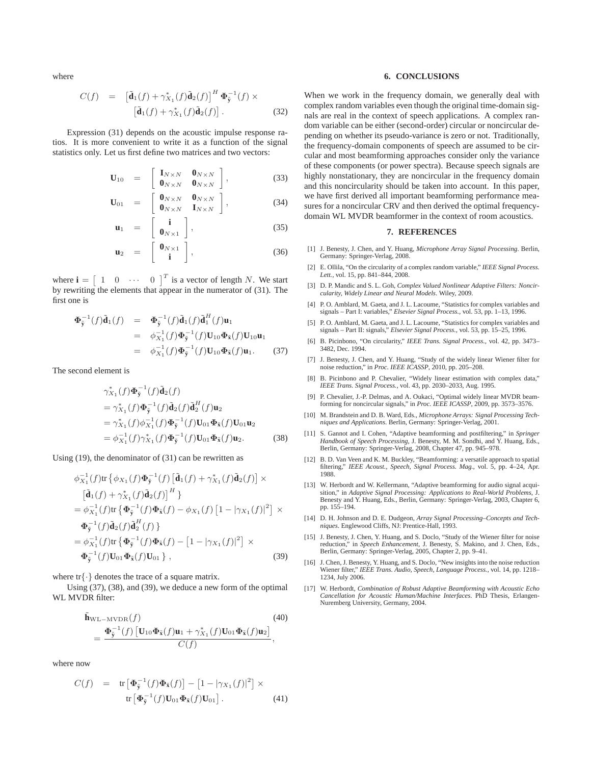where

$$C(f) = \left[\tilde{\mathbf{d}}_1(f) + \gamma_{X_1}^*(f)\tilde{\mathbf{d}}_2(f)\right]^H \mathbf{\Phi}_{\tilde{\mathbf{y}}}^{-1}(f) \times \left[\tilde{\mathbf{d}}_1(f) + \gamma_{X_1}^*(f)\tilde{\mathbf{d}}_2(f)\right]. \quad (32)$$

Expression (31) depends on the acoustic impulse response ratios. It is more convenient to write it as a function of the signal statistics only. Let us first define two matrices and two vectors:

$$\mathbf{U}_{10} = \begin{bmatrix} \mathbf{I}_{N\times N} & \mathbf{0}_{N\times N} \\ \mathbf{0}_{N\times N} & \mathbf{0}_{N\times N} \end{bmatrix}, \quad (33)$$

$$\mathbf{U}_{01} = \begin{bmatrix} \mathbf{0}_{N\times N} & \mathbf{0}_{N\times N} \\ \mathbf{0}_{N\times N} & \mathbf{I}_{N\times N} \end{bmatrix}, \quad (34)$$

$$\mathbf{u}_1 = \begin{bmatrix} \mathbf{i} \\ \mathbf{0}_{N\times 1} \end{bmatrix}, \quad (35)$$

$$\mathbf{u}_2 = \begin{bmatrix} \mathbf{0}_{N\times 1} \\ \mathbf{i} \end{bmatrix}, \quad (36)$$

where $\mathbf{i} = \begin{bmatrix} 1 & 0 & \cdots & 0 \end{bmatrix}^T$ is a vector of length $N$. We start by rewriting the elements that appear in the numerator of (31). The first one is

$$\begin{aligned} \mathbf{\Phi}_{\tilde{\mathbf{y}}}^{-1}(f)\tilde{\mathbf{d}}_1(f) &= \mathbf{\Phi}_{\tilde{\mathbf{y}}}^{-1}(f)\tilde{\mathbf{d}}_1(f)\tilde{\mathbf{d}}_1^H(f)\mathbf{u}_1 \\ &= \phi_{X_1}^{-1}(f)\mathbf{\Phi}_{\tilde{\mathbf{y}}}^{-1}(f)\mathbf{U}_{10}\mathbf{\Phi}_{\tilde{\mathbf{x}}}(f)\mathbf{U}_{10}\mathbf{u}_1 \\ &= \phi_{X_1}^{-1}(f)\mathbf{\Phi}_{\tilde{\mathbf{y}}}^{-1}(f)\mathbf{U}_{10}\mathbf{\Phi}_{\tilde{\mathbf{x}}}(f)\mathbf{u}_1. \end{aligned} \quad (37)$$

The second element is

$$\begin{aligned} &\gamma_{X_1}^*(f)\mathbf{\Phi}_{\tilde{\mathbf{y}}}^{-1}(f)\tilde{\mathbf{d}}_2(f) \\ &= \gamma_{X_1}^*(f)\mathbf{\Phi}_{\tilde{\mathbf{y}}}^{-1}(f)\tilde{\mathbf{d}}_2(f)\tilde{\mathbf{d}}_2^H(f)\mathbf{u}_2 \\ &= \gamma_{X_1}^*(f)\phi_{X_1}^{-1}(f)\mathbf{\Phi}_{\tilde{\mathbf{y}}}^{-1}(f)\mathbf{U}_{01}\mathbf{\Phi}_{\tilde{\mathbf{x}}}(f)\mathbf{U}_{01}\mathbf{u}_2 \\ &= \phi_{X_1}^{-1}(f)\gamma_{X_1}^*(f)\mathbf{\Phi}_{\tilde{\mathbf{y}}}^{-1}(f)\mathbf{U}_{01}\mathbf{\Phi}_{\tilde{\mathbf{x}}}(f)\mathbf{u}_2. \end{aligned} \quad (38)$$

Using (19), the denominator of (31) can be rewritten as

$$\begin{aligned} &\phi_{X_1}^{-1}(f)\mathrm{tr}\left\{\phi_{X_1}(f)\mathbf{\Phi}_{\tilde{\mathbf{y}}}^{-1}(f)\left[\tilde{\mathbf{d}}_1(f) + \gamma_{X_1}^*(f)\tilde{\mathbf{d}}_2(f)\right] \times \right. \\ &\quad \left. \left[\tilde{\mathbf{d}}_1(f) + \gamma_{X_1}^*(f)\tilde{\mathbf{d}}_2(f)\right]^H \right\} \\ &= \phi_{X_1}^{-1}(f)\mathrm{tr}\left\{\mathbf{\Phi}_{\tilde{\mathbf{y}}}^{-1}(f)\mathbf{\Phi}_{\tilde{\mathbf{x}}}(f) - \phi_{X_1}(f)\left[1 - |\gamma_{X_1}(f)|^2\right] \times \right. \\ &\quad \left. \mathbf{\Phi}_{\tilde{\mathbf{y}}}^{-1}(f)\tilde{\mathbf{d}}_2(f)\tilde{\mathbf{d}}_2^H(f)\right\} \\ &= \phi_{X_1}^{-1}(f)\mathrm{tr}\left\{\mathbf{\Phi}_{\tilde{\mathbf{y}}}^{-1}(f)\mathbf{\Phi}_{\tilde{\mathbf{x}}}(f) - \left[1 - |\gamma_{X_1}(f)|^2\right] \times \right. \\ &\quad \left. \mathbf{\Phi}_{\tilde{\mathbf{y}}}^{-1}(f)\mathbf{U}_{01}\mathbf{\Phi}_{\tilde{\mathbf{x}}}(f)\mathbf{U}_{01}\right\}, \end{aligned} \quad (39)$$

where $\mathrm{tr}\{\cdot\}$ denotes the trace of a square matrix.

Using (37), (38), and (39), we deduce a new form of the optimal WL MVDR filter:

$$\begin{aligned} &\tilde{\mathbf{h}}_{\mathrm{WL-MVDR}}(f) \\ &= \frac{\mathbf{\Phi}_{\tilde{\mathbf{y}}}^{-1}(f)\left[\mathbf{U}_{10}\mathbf{\Phi}_{\tilde{\mathbf{x}}}(f)\mathbf{u}_1 + \gamma_{X_1}^*(f)\mathbf{U}_{01}\mathbf{\Phi}_{\tilde{\mathbf{x}}}(f)\mathbf{u}_2\right]}{C(f)}, \end{aligned} \quad (40)$$

where now

$$C(f) = \mathrm{tr}\left[\mathbf{\Phi}_{\tilde{\mathbf{y}}}^{-1}(f)\mathbf{\Phi}_{\tilde{\mathbf{x}}}(f)\right] - \left[1 - |\gamma_{X_1}(f)|^2\right] \times \mathrm{tr}\left[\mathbf{\Phi}_{\tilde{\mathbf{y}}}^{-1}(f)\mathbf{U}_{01}\mathbf{\Phi}_{\tilde{\mathbf{x}}}(f)\mathbf{U}_{01}\right]. \quad (41)$$

## 6. CONCLUSIONS

When we work in the frequency domain, we generally deal with complex random variables even though the original time-domain signals are real in the context of speech applications. A complex random variable can be either (second-order) circular or noncircular depending on whether its pseudo-variance is zero or not. Traditionally, the frequency-domain components of speech are assumed to be circular and most beamforming approaches consider only the variance of these components (or power spectra). Because speech signals are highly nonstationary, they are noncircular in the frequency domain and this noncircularity should be taken into account. In this paper, we have first derived all important beamforming performance measures for a noncircular CRV and then derived the optimal frequency-domain WL MVDR beamformer in the context of room acoustics.

## 7. REFERENCES

[1] J. Benesty, J. Chen, and Y. Huang, *Microphone Array Signal Processing*. Berlin, Germany: Springer-Verlag, 2008.

[2] E. Ollila, "On the circularity of a complex random variable," *IEEE Signal Process. Lett.*, vol. 15, pp. 841–844, 2008.

[3] D. P. Mandic and S. L. Goh, *Complex Valued Nonlinear Adaptive Filters: Noncircularity, Widely Linear and Neural Models*. Wiley, 2009.

[4] P. O. Amblard, M. Gaeta, and J. L. Lacoume, "Statistics for complex variables and signals – Part I: variables," *Elsevier Signal Process.*, vol. 53, pp. 1–13, 1996.

[5] P. O. Amblard, M. Gaeta, and J. L. Lacoume, "Statistics for complex variables and signals – Part II: signals," *Elsevier Signal Process.*, vol. 53, pp. 15–25, 1996.

[6] B. Picinbono, "On circularity," *IEEE Trans. Signal Process.*, vol. 42, pp. 3473–3482, Dec. 1994.

[7] J. Benesty, J. Chen, and Y. Huang, "Study of the widely linear Wiener filter for noise reduction," in *Proc. IEEE ICASSP*, 2010, pp. 205–208.

[8] B. Picinbono and P. Chevalier, "Widely linear estimation with complex data," *IEEE Trans. Signal Process.*, vol. 43, pp. 2030–2033, Aug. 1995.

[9] P. Chevalier, J.-P. Delmas, and A. Oukaci, "Optimal widely linear MVDR beamforming for noncircular signals," in *Proc. IEEE ICASSP*, 2009, pp. 3573–3576.

[10] M. Brandstein and D. B. Ward, Eds., *Microphone Arrays: Signal Processing Techniques and Applications*. Berlin, Germany: Springer-Verlag, 2001.

[11] S. Gannot and I. Cohen, "Adaptive beamforming and postfiltering," in *Springer Handbook of Speech Processing*, J. Benesty, M. M. Sondhi, and Y. Huang, Eds., Berlin, Germany: Springer-Verlag, 2008, Chapter 47, pp. 945–978.

[12] B. D. Van Veen and K. M. Buckley, "Beamforming: a versatile approach to spatial filtering," *IEEE Acoust., Speech, Signal Process. Mag.*, vol. 5, pp. 4–24, Apr. 1988.

[13] W. Herbordt and W. Kellermann, "Adaptive beamforming for audio signal acquisition," in *Adaptive Signal Processing: Applications to Real-World Problems*, J. Benesty and Y. Huang, Eds., Berlin, Germany: Springer-Verlag, 2003, Chapter 6, pp. 155–194.

[14] D. H. Johnson and D. E. Dudgeon, *Array Signal Processing–Concepts and Techniques*. Englewood Cliffs, NJ: Prentice-Hall, 1993.

[15] J. Benesty, J. Chen, Y. Huang, and S. Doclo, "Study of the Wiener filter for noise reduction," in *Speech Enhancement*, J. Benesty, S. Makino, and J. Chen, Eds., Berlin, Germany: Springer-Verlag, 2005, Chapter 2, pp. 9–41.

[16] J. Chen, J. Benesty, Y. Huang, and S. Doclo, "New insights into the noise reduction Wiener filter," *IEEE Trans. Audio, Speech, Language Process.*, vol. 14, pp. 1218–1234, July 2006.

[17] W. Herbordt, *Combination of Robust Adaptive Beamforming with Acoustic Echo Cancellation for Acoustic Human/Machine Interfaces*. PhD Thesis, Erlangen-Nuremberg University, Germany, 2004.